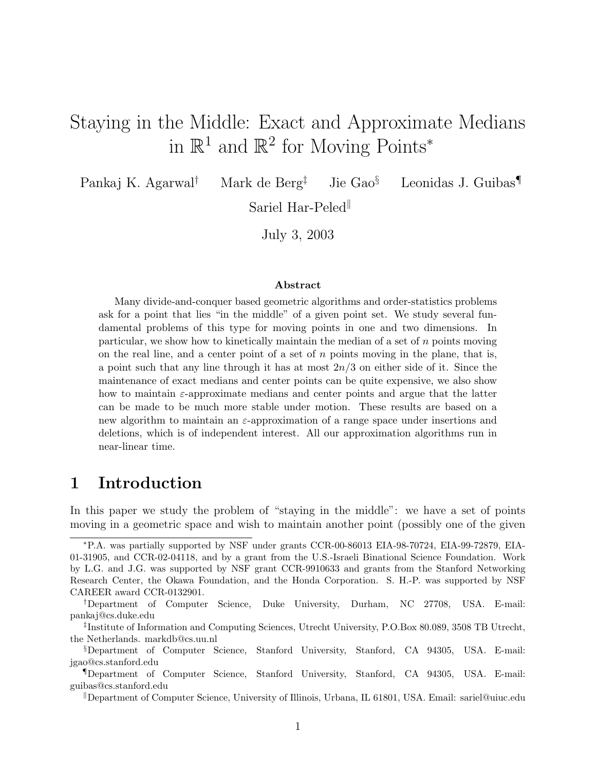# Staying in the Middle: Exact and Approximate Medians in $\mathbb{R}^1$ and $\mathbb{R}^2$ for Moving Points*

Pankaj K. Agarwal[†] Mark de Berg[‡] Jie Gao[§] Leonidas J. Guibas[¶]

Sariel Har-Peled[‖]

July 3, 2003

### Abstract

Many divide-and-conquer based geometric algorithms and order-statistics problems ask for a point that lies "in the middle" of a given point set. We study several fundamental problems of this type for moving points in one and two dimensions. In particular, we show how to kinetically maintain the median of a set of $n$ points moving on the real line, and a center point of a set of $n$ points moving in the plane, that is, a point such that any line through it has at most $2n/3$ on either side of it. Since the maintenance of exact medians and center points can be quite expensive, we also show how to maintain $\varepsilon$-approximate medians and center points and argue that the latter can be made to be much more stable under motion. These results are based on a new algorithm to maintain an $\varepsilon$-approximation of a range space under insertions and deletions, which is of independent interest. All our approximation algorithms run in near-linear time.

## 1 Introduction

In this paper we study the problem of "staying in the middle": we have a set of points moving in a geometric space and wish to maintain another point (possibly one of the given

---

*P.A. was partially supported by NSF under grants CCR-00-86013 EIA-98-70724, EIA-99-72879, EIA-01-31905, and CCR-02-04118, and by a grant from the U.S.-Israeli Binational Science Foundation. Work by L.G. and J.G. was supported by NSF grant CCR-9910633 and grants from the Stanford Networking Research Center, the Okawa Foundation, and the Honda Corporation. S. H.-P. was supported by NSF CAREER award CCR-0132901.

[†]Department of Computer Science, Duke University, Durham, NC 27708, USA. E-mail: pankaj@cs.duke.edu

[‡]Institute of Information and Computing Sciences, Utrecht University, P.O.Box 80.089, 3508 TB Utrecht, the Netherlands. markdb@cs.uu.nl

[§]Department of Computer Science, Stanford University, Stanford, CA 94305, USA. E-mail: jgao@cs.stanford.edu

[¶]Department of Computer Science, Stanford University, Stanford, CA 94305, USA. E-mail: guibas@cs.stanford.edu

[‖]Department of Computer Science, University of Illinois, Urbana, IL 61801, USA. Email: sariel@uiuc.edu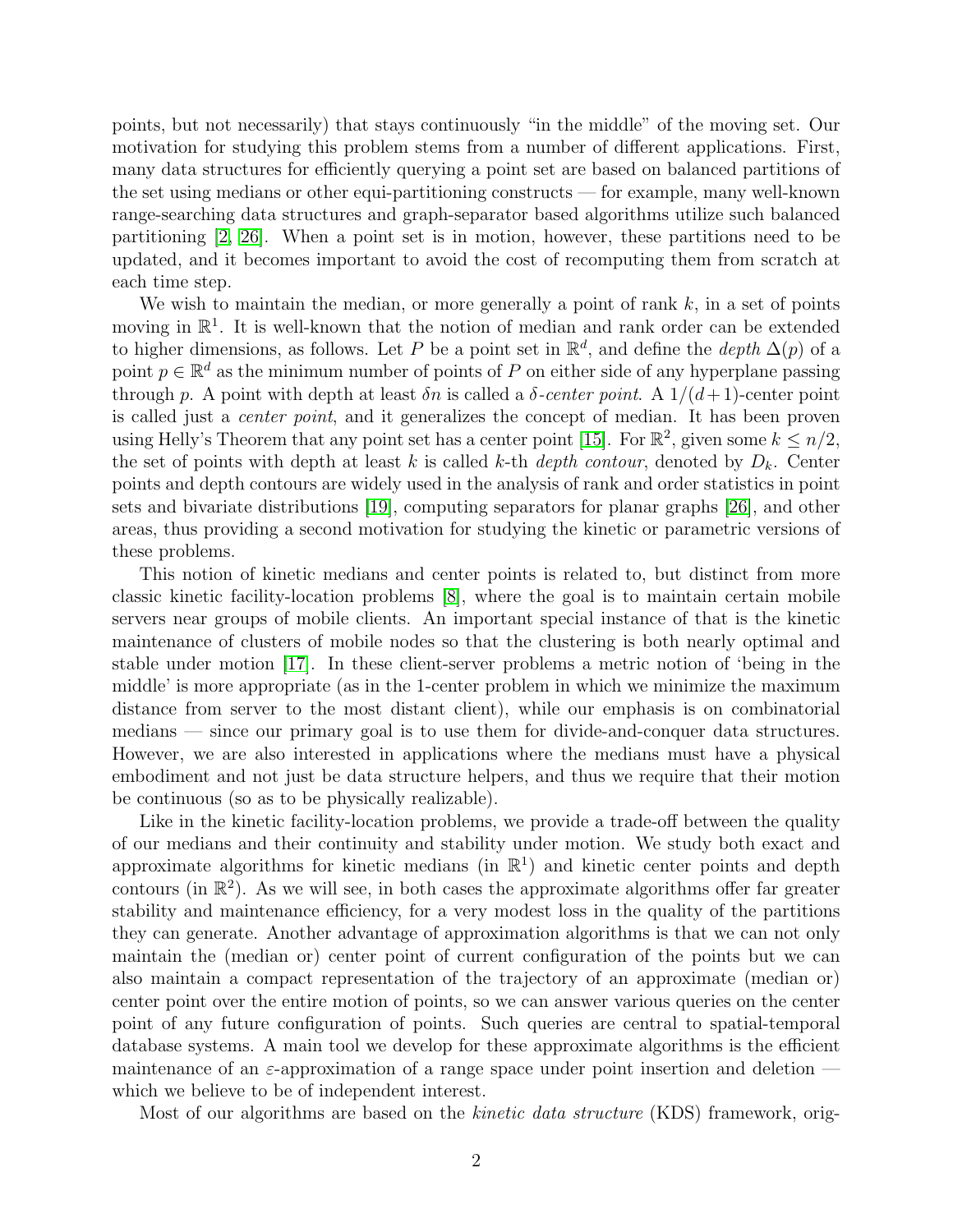points, but not necessarily) that stays continuously "in the middle" of the moving set. Our motivation for studying this problem stems from a number of different applications. First, many data structures for efficiently querying a point set are based on balanced partitions of the set using medians or other equi-partitioning constructs — for example, many well-known range-searching data structures and graph-separator based algorithms utilize such balanced partitioning [2, 26]. When a point set is in motion, however, these partitions need to be updated, and it becomes important to avoid the cost of recomputing them from scratch at each time step.

We wish to maintain the median, or more generally a point of rank $k$, in a set of points moving in $\mathbb{R}^1$. It is well-known that the notion of median and rank order can be extended to higher dimensions, as follows. Let $P$ be a point set in $\mathbb{R}^d$, and define the *depth* $\Delta(p)$ of a point $p \in \mathbb{R}^d$ as the minimum number of points of $P$ on either side of any hyperplane passing through $p$. A point with depth at least $\delta n$ is called a *$\delta$-center point*. A $1/(d+1)$-center point is called just a *center point*, and it generalizes the concept of median. It has been proven using Helly's Theorem that any point set has a center point [15]. For $\mathbb{R}^2$, given some $k \le n/2$, the set of points with depth at least $k$ is called $k$-th *depth contour*, denoted by $D_k$. Center points and depth contours are widely used in the analysis of rank and order statistics in point sets and bivariate distributions [19], computing separators for planar graphs [26], and other areas, thus providing a second motivation for studying the kinetic or parametric versions of these problems.

This notion of kinetic medians and center points is related to, but distinct from more classic kinetic facility-location problems [8], where the goal is to maintain certain mobile servers near groups of mobile clients. An important special instance of that is the kinetic maintenance of clusters of mobile nodes so that the clustering is both nearly optimal and stable under motion [17]. In these client-server problems a metric notion of 'being in the middle' is more appropriate (as in the 1-center problem in which we minimize the maximum distance from server to the most distant client), while our emphasis is on combinatorial medians — since our primary goal is to use them for divide-and-conquer data structures. However, we are also interested in applications where the medians must have a physical embodiment and not just be data structure helpers, and thus we require that their motion be continuous (so as to be physically realizable).

Like in the kinetic facility-location problems, we provide a trade-off between the quality of our medians and their continuity and stability under motion. We study both exact and approximate algorithms for kinetic medians (in $\mathbb{R}^1$) and kinetic center points and depth contours (in $\mathbb{R}^2$). As we will see, in both cases the approximate algorithms offer far greater stability and maintenance efficiency, for a very modest loss in the quality of the partitions they can generate. Another advantage of approximation algorithms is that we can not only maintain the (median or) center point of current configuration of the points but we can also maintain a compact representation of the trajectory of an approximate (median or) center point over the entire motion of points, so we can answer various queries on the center point of any future configuration of points. Such queries are central to spatial-temporal database systems. A main tool we develop for these approximate algorithms is the efficient maintenance of an $\varepsilon$-approximation of a range space under point insertion and deletion — which we believe to be of independent interest.

Most of our algorithms are based on the *kinetic data structure* (KDS) framework, orig-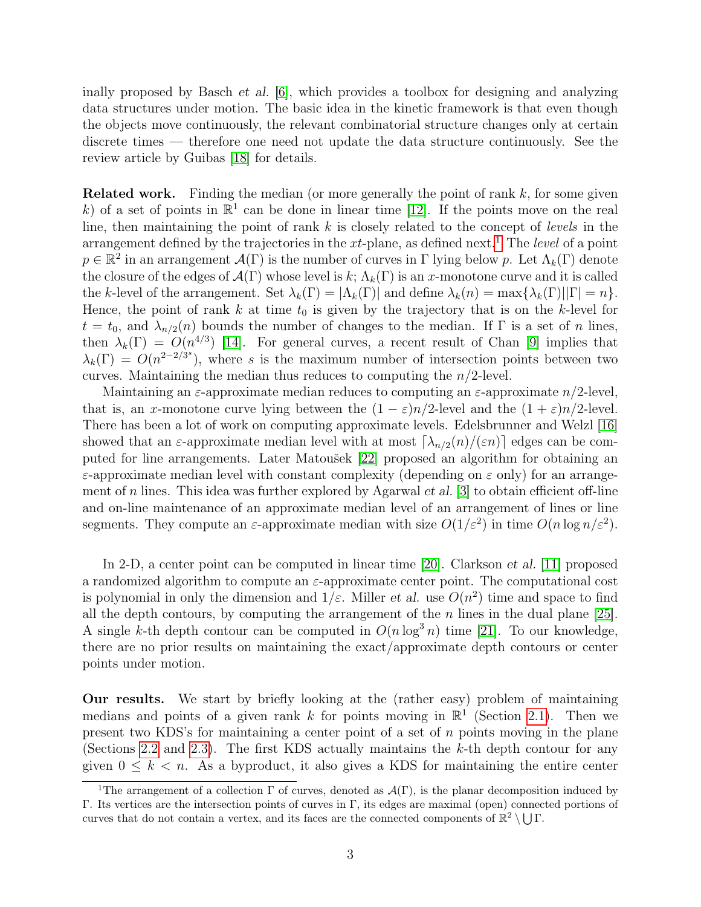inally proposed by Basch *et al.* [6], which provides a toolbox for designing and analyzing data structures under motion. The basic idea in the kinetic framework is that even though the objects move continuously, the relevant combinatorial structure changes only at certain discrete times — therefore one need not update the data structure continuously. See the review article by Guibas [18] for details.

**Related work.** Finding the median (or more generally the point of rank $k$, for some given $k$) of a set of points in $\mathbb{R}^1$ can be done in linear time [12]. If the points move on the real line, then maintaining the point of rank $k$ is closely related to the concept of *levels* in the arrangement defined by the trajectories in the $xt$-plane, as defined next.[1] The *level* of a point $p \in \mathbb{R}^2$ in an arrangement $\mathcal{A}(\Gamma)$ is the number of curves in $\Gamma$ lying below $p$. Let $\Lambda_k(\Gamma)$ denote the closure of the edges of $\mathcal{A}(\Gamma)$ whose level is $k$; $\Lambda_k(\Gamma)$ is an $x$-monotone curve and it is called the $k$-level of the arrangement. Set $\lambda_k(\Gamma) = |\Lambda_k(\Gamma)|$ and define $\lambda_k(n) = \max\{\lambda_k(\Gamma) \mid |\Gamma| = n\}$. Hence, the point of rank $k$ at time $t_0$ is given by the trajectory that is on the $k$-level for $t = t_0$, and $\lambda_{n/2}(n)$ bounds the number of changes to the median. If $\Gamma$ is a set of $n$ lines, then $\lambda_k(\Gamma) = O(n^{4/3})$ [14]. For general curves, a recent result of Chan [9] implies that $\lambda_k(\Gamma) = O(n^{2-2/3^s})$, where $s$ is the maximum number of intersection points between two curves. Maintaining the median thus reduces to computing the $n/2$-level.

Maintaining an $\varepsilon$-approximate median reduces to computing an $\varepsilon$-approximate $n/2$-level, that is, an $x$-monotone curve lying between the $(1-\varepsilon)n/2$-level and the $(1+\varepsilon)n/2$-level. There has been a lot of work on computing approximate levels. Edelsbrunner and Welzl [16] showed that an $\varepsilon$-approximate median level with at most $\lceil \lambda_{n/2}(n)/(\varepsilon n) \rceil$ edges can be computed for line arrangements. Later Matoušek [22] proposed an algorithm for obtaining an $\varepsilon$-approximate median level with constant complexity (depending on $\varepsilon$ only) for an arrangement of $n$ lines. This idea was further explored by Agarwal *et al.* [3] to obtain efficient off-line and on-line maintenance of an approximate median level of an arrangement of lines or line segments. They compute an $\varepsilon$-approximate median with size $O(1/\varepsilon^2)$ in time $O(n \log n/\varepsilon^2)$.

In 2-D, a center point can be computed in linear time [20]. Clarkson *et al.* [11] proposed a randomized algorithm to compute an $\varepsilon$-approximate center point. The computational cost is polynomial in only the dimension and $1/\varepsilon$. Miller *et al.* use $O(n^2)$ time and space to find all the depth contours, by computing the arrangement of the $n$ lines in the dual plane [25]. A single $k$-th depth contour can be computed in $O(n \log^3 n)$ time [21]. To our knowledge, there are no prior results on maintaining the exact/approximate depth contours or center points under motion.

**Our results.** We start by briefly looking at the (rather easy) problem of maintaining medians and points of a given rank $k$ for points moving in $\mathbb{R}^1$ (Section 2.1). Then we present two KDS's for maintaining a center point of a set of $n$ points moving in the plane (Sections 2.2 and 2.3). The first KDS actually maintains the $k$-th depth contour for any given $0 \leq k < n$. As a byproduct, it also gives a KDS for maintaining the entire center

[1] The arrangement of a collection $\Gamma$ of curves, denoted as $\mathcal{A}(\Gamma)$, is the planar decomposition induced by $\Gamma$. Its vertices are the intersection points of curves in $\Gamma$, its edges are maximal (open) connected portions of curves that do not contain a vertex, and its faces are the connected components of $\mathbb{R}^2 \setminus \bigcup \Gamma$.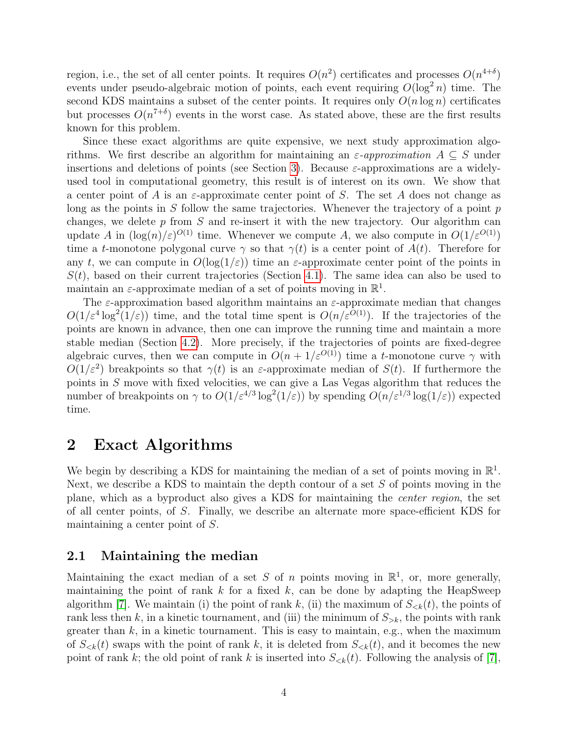region, i.e., the set of all center points. It requires $O(n^2)$ certificates and processes $O(n^{4+\delta})$ events under pseudo-algebraic motion of points, each event requiring $O(\log^2 n)$ time. The second KDS maintains a subset of the center points. It requires only $O(n \log n)$ certificates but processes $O(n^{7+\delta})$ events in the worst case. As stated above, these are the first results known for this problem.

Since these exact algorithms are quite expensive, we next study approximation algorithms. We first describe an algorithm for maintaining an $\varepsilon$-*approximation* $A \subseteq S$ under insertions and deletions of points (see Section 3). Because $\varepsilon$-approximations are a widely-used tool in computational geometry, this result is of interest on its own. We show that a center point of $A$ is an $\varepsilon$-approximate center point of $S$. The set $A$ does not change as long as the points in $S$ follow the same trajectories. Whenever the trajectory of a point $p$ changes, we delete $p$ from $S$ and re-insert it with the new trajectory. Our algorithm can update $A$ in $(\log(n)/\varepsilon)^{O(1)}$ time. Whenever we compute $A$, we also compute in $O(1/\varepsilon^{O(1)})$ time a $t$-monotone polygonal curve $\gamma$ so that $\gamma(t)$ is a center point of $A(t)$. Therefore for any $t$, we can compute in $O(\log(1/\varepsilon))$ time an $\varepsilon$-approximate center point of the points in $S(t)$, based on their current trajectories (Section 4.1). The same idea can also be used to maintain an $\varepsilon$-approximate median of a set of points moving in $\mathbb{R}^1$.

The $\varepsilon$-approximation based algorithm maintains an $\varepsilon$-approximate median that changes $O(1/\varepsilon^4 \log^2(1/\varepsilon))$ time, and the total time spent is $O(n/\varepsilon^{O(1)})$. If the trajectories of the points are known in advance, then one can improve the running time and maintain a more stable median (Section 4.2). More precisely, if the trajectories of points are fixed-degree algebraic curves, then we can compute in $O(n + 1/\varepsilon^{O(1)})$ time a $t$-monotone curve $\gamma$ with $O(1/\varepsilon^2)$ breakpoints so that $\gamma(t)$ is an $\varepsilon$-approximate median of $S(t)$. If furthermore the points in $S$ move with fixed velocities, we can give a Las Vegas algorithm that reduces the number of breakpoints on $\gamma$ to $O(1/\varepsilon^{4/3} \log^2(1/\varepsilon))$ by spending $O(n/\varepsilon^{1/3} \log(1/\varepsilon))$ expected time.

# 2 Exact Algorithms

We begin by describing a KDS for maintaining the median of a set of points moving in $\mathbb{R}^1$. Next, we describe a KDS to maintain the depth contour of a set $S$ of points moving in the plane, which as a byproduct also gives a KDS for maintaining the *center region*, the set of all center points, of $S$. Finally, we describe an alternate more space-efficient KDS for maintaining a center point of $S$.

## 2.1 Maintaining the median

Maintaining the exact median of a set $S$ of $n$ points moving in $\mathbb{R}^1$, or, more generally, maintaining the point of rank $k$ for a fixed $k$, can be done by adapting the HeapSweep algorithm [7]. We maintain (i) the point of rank $k$, (ii) the maximum of $S_{<k}(t)$, the points of rank less then $k$, in a kinetic tournament, and (iii) the minimum of $S_{>k}$, the points with rank greater than $k$, in a kinetic tournament. This is easy to maintain, e.g., when the maximum of $S_{<k}(t)$ swaps with the point of rank $k$, it is deleted from $S_{<k}(t)$, and it becomes the new point of rank $k$; the old point of rank $k$ is inserted into $S_{<k}(t)$. Following the analysis of [7],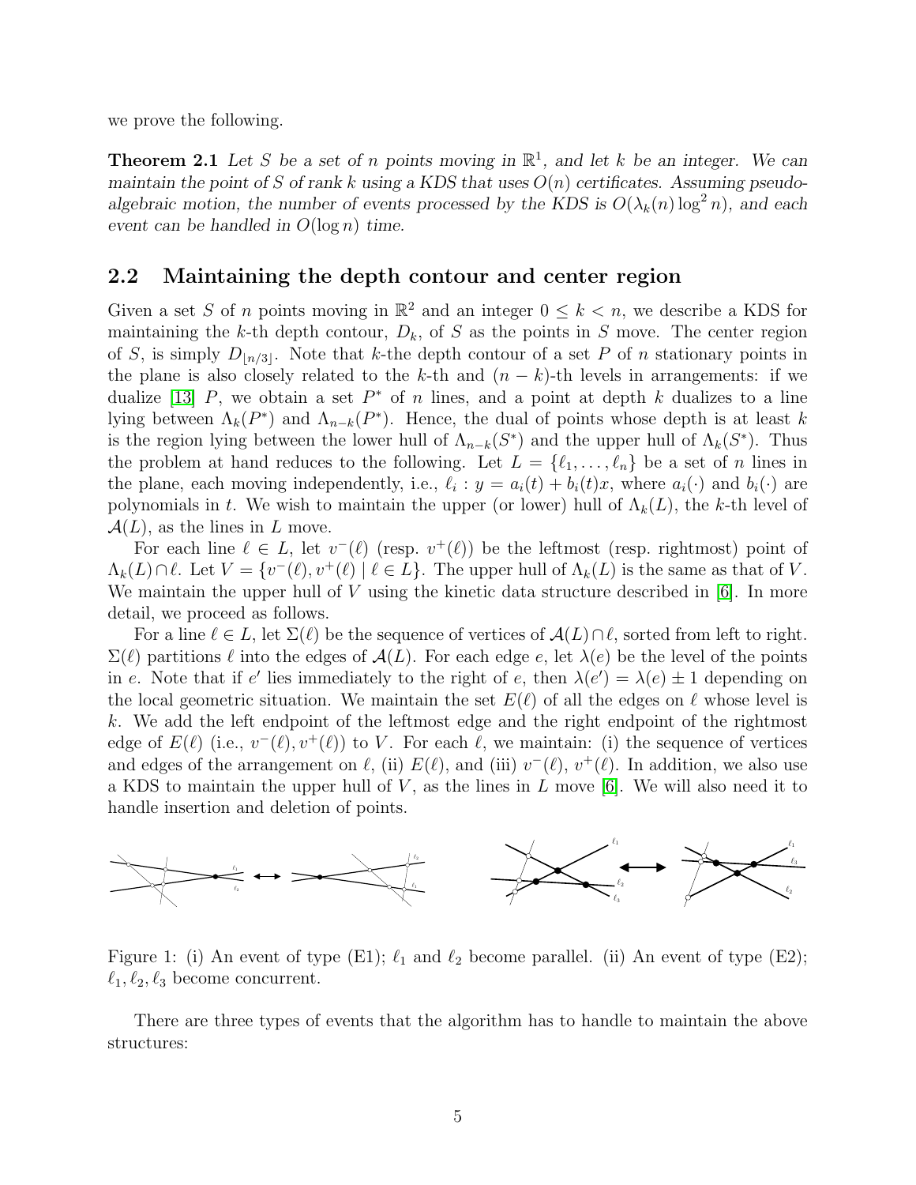we prove the following.

**Theorem 2.1** *Let $S$ be a set of $n$ points moving in $\mathbb{R}^1$, and let $k$ be an integer. We can maintain the point of $S$ of rank $k$ using a KDS that uses $O(n)$ certificates. Assuming pseudo-algebraic motion, the number of events processed by the KDS is $O(\lambda_k(n)\log^2 n)$, and each event can be handled in $O(\log n)$ time.*

## 2.2 Maintaining the depth contour and center region

Given a set $S$ of $n$ points moving in $\mathbb{R}^2$ and an integer $0 \le k < n$, we describe a KDS for maintaining the $k$-th depth contour, $D_k$, of $S$ as the points in $S$ move. The center region of $S$, is simply $D_{\lfloor n/3 \rfloor}$. Note that $k$-the depth contour of a set $P$ of $n$ stationary points in the plane is also closely related to the $k$-th and $(n-k)$-th levels in arrangements: if we dualize [13] $P$, we obtain a set $P^*$ of $n$ lines, and a point at depth $k$ dualizes to a line lying between $\Lambda_k(P^*)$ and $\Lambda_{n-k}(P^*)$. Hence, the dual of points whose depth is at least $k$ is the region lying between the lower hull of $\Lambda_{n-k}(S^*)$ and the upper hull of $\Lambda_k(S^*)$. Thus the problem at hand reduces to the following. Let $L = \{\ell_1, \ldots, \ell_n\}$ be a set of $n$ lines in the plane, each moving independently, i.e., $\ell_i : y = a_i(t) + b_i(t)x$, where $a_i(\cdot)$ and $b_i(\cdot)$ are polynomials in $t$. We wish to maintain the upper (or lower) hull of $\Lambda_k(L)$, the $k$-th level of $\mathcal{A}(L)$, as the lines in $L$ move.

For each line $\ell \in L$, let $v^-(\ell)$ (resp. $v^+(\ell)$) be the leftmost (resp. rightmost) point of $\Lambda_k(L) \cap \ell$. Let $V = \{v^-(\ell), v^+(\ell) \mid \ell \in L\}$. The upper hull of $\Lambda_k(L)$ is the same as that of $V$. We maintain the upper hull of $V$ using the kinetic data structure described in [6]. In more detail, we proceed as follows.

For a line $\ell \in L$, let $\Sigma(\ell)$ be the sequence of vertices of $\mathcal{A}(L) \cap \ell$, sorted from left to right. $\Sigma(\ell)$ partitions $\ell$ into the edges of $\mathcal{A}(L)$. For each edge $e$, let $\lambda(e)$ be the level of the points in $e$. Note that if $e'$ lies immediately to the right of $e$, then $\lambda(e') = \lambda(e) \pm 1$ depending on the local geometric situation. We maintain the set $E(\ell)$ of all the edges on $\ell$ whose level is $k$. We add the left endpoint of the leftmost edge and the right endpoint of the rightmost edge of $E(\ell)$ (i.e., $v^-(\ell), v^+(\ell)$) to $V$. For each $\ell$, we maintain: (i) the sequence of vertices and edges of the arrangement on $\ell$, (ii) $E(\ell)$, and (iii) $v^-(\ell)$, $v^+(\ell)$. In addition, we also use a KDS to maintain the upper hull of $V$, as the lines in $L$ move [6]. We will also need it to handle insertion and deletion of points.

Figure 1: (i) An event of type (E1); $\ell_1$ and $\ell_2$ become parallel. (ii) An event of type (E2); $\ell_1, \ell_2, \ell_3$ become concurrent.

There are three types of events that the algorithm has to handle to maintain the above structures: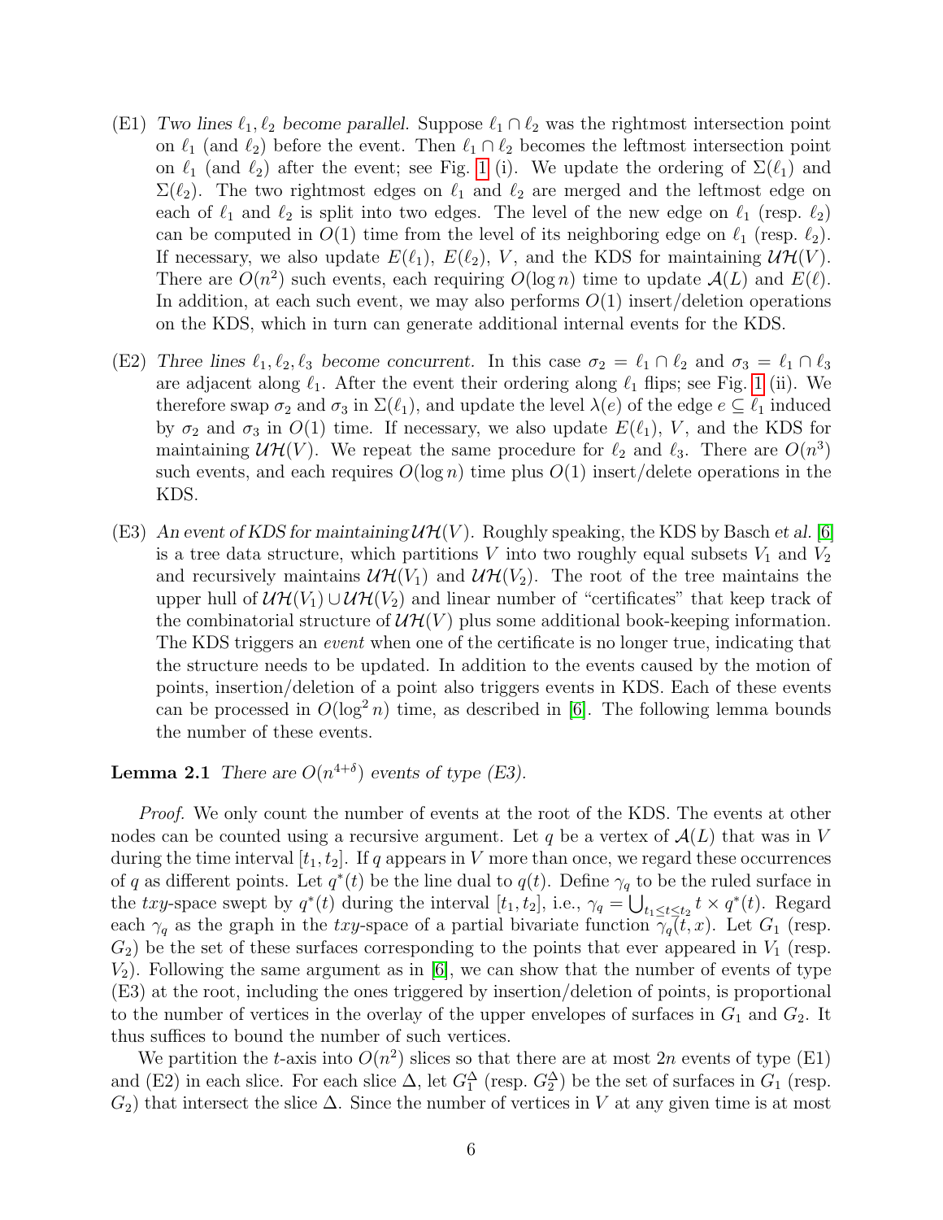(E1) *Two lines $\ell_1, \ell_2$ become parallel.* Suppose $\ell_1 \cap \ell_2$ was the rightmost intersection point on $\ell_1$ (and $\ell_2$) before the event. Then $\ell_1 \cap \ell_2$ becomes the leftmost intersection point on $\ell_1$ (and $\ell_2$) after the event; see Fig. 1 (i). We update the ordering of $\Sigma(\ell_1)$ and $\Sigma(\ell_2)$. The two rightmost edges on $\ell_1$ and $\ell_2$ are merged and the leftmost edge on each of $\ell_1$ and $\ell_2$ is split into two edges. The level of the new edge on $\ell_1$ (resp. $\ell_2$) can be computed in $O(1)$ time from the level of its neighboring edge on $\ell_1$ (resp. $\ell_2$). If necessary, we also update $E(\ell_1)$, $E(\ell_2)$, $V$, and the KDS for maintaining $\mathcal{UH}(V)$. There are $O(n^2)$ such events, each requiring $O(\log n)$ time to update $\mathcal{A}(L)$ and $E(\ell)$. In addition, at each such event, we may also performs $O(1)$ insert/deletion operations on the KDS, which in turn can generate additional internal events for the KDS.

(E2) *Three lines $\ell_1, \ell_2, \ell_3$ become concurrent.* In this case $\sigma_2 = \ell_1 \cap \ell_2$ and $\sigma_3 = \ell_1 \cap \ell_3$ are adjacent along $\ell_1$. After the event their ordering along $\ell_1$ flips; see Fig. 1 (ii). We therefore swap $\sigma_2$ and $\sigma_3$ in $\Sigma(\ell_1)$, and update the level $\lambda(e)$ of the edge $e \subseteq \ell_1$ induced by $\sigma_2$ and $\sigma_3$ in $O(1)$ time. If necessary, we also update $E(\ell_1)$, $V$, and the KDS for maintaining $\mathcal{UH}(V)$. We repeat the same procedure for $\ell_2$ and $\ell_3$. There are $O(n^3)$ such events, and each requires $O(\log n)$ time plus $O(1)$ insert/delete operations in the KDS.

(E3) *An event of KDS for maintaining $\mathcal{UH}(V)$.* Roughly speaking, the KDS by Basch *et al.* [6] is a tree data structure, which partitions $V$ into two roughly equal subsets $V_1$ and $V_2$ and recursively maintains $\mathcal{UH}(V_1)$ and $\mathcal{UH}(V_2)$. The root of the tree maintains the upper hull of $\mathcal{UH}(V_1) \cup \mathcal{UH}(V_2)$ and linear number of "certificates" that keep track of the combinatorial structure of $\mathcal{UH}(V)$ plus some additional book-keeping information. The KDS triggers an *event* when one of the certificate is no longer true, indicating that the structure needs to be updated. In addition to the events caused by the motion of points, insertion/deletion of a point also triggers events in KDS. Each of these events can be processed in $O(\log^2 n)$ time, as described in [6]. The following lemma bounds the number of these events.

**Lemma 2.1** *There are $O(n^{4+\delta})$ events of type (E3).*

*Proof.* We only count the number of events at the root of the KDS. The events at other nodes can be counted using a recursive argument. Let $q$ be a vertex of $\mathcal{A}(L)$ that was in $V$ during the time interval $[t_1, t_2]$. If $q$ appears in $V$ more than once, we regard these occurrences of $q$ as different points. Let $q^*(t)$ be the line dual to $q(t)$. Define $\gamma_q$ to be the ruled surface in the $txy$-space swept by $q^*(t)$ during the interval $[t_1, t_2]$, i.e., $\gamma_q = \bigcup_{t_1 \le t \le t_2} t \times q^*(t)$. Regard each $\gamma_q$ as the graph in the $txy$-space of a partial bivariate function $\gamma_q(t, x)$. Let $G_1$ (resp. $G_2$) be the set of these surfaces corresponding to the points that ever appeared in $V_1$ (resp. $V_2$). Following the same argument as in [6], we can show that the number of events of type (E3) at the root, including the ones triggered by insertion/deletion of points, is proportional to the number of vertices in the overlay of the upper envelopes of surfaces in $G_1$ and $G_2$. It thus suffices to bound the number of such vertices.

We partition the $t$-axis into $O(n^2)$ slices so that there are at most $2n$ events of type (E1) and (E2) in each slice. For each slice $\Delta$, let $G_1^\Delta$ (resp. $G_2^\Delta$) be the set of surfaces in $G_1$ (resp. $G_2$) that intersect the slice $\Delta$. Since the number of vertices in $V$ at any given time is at most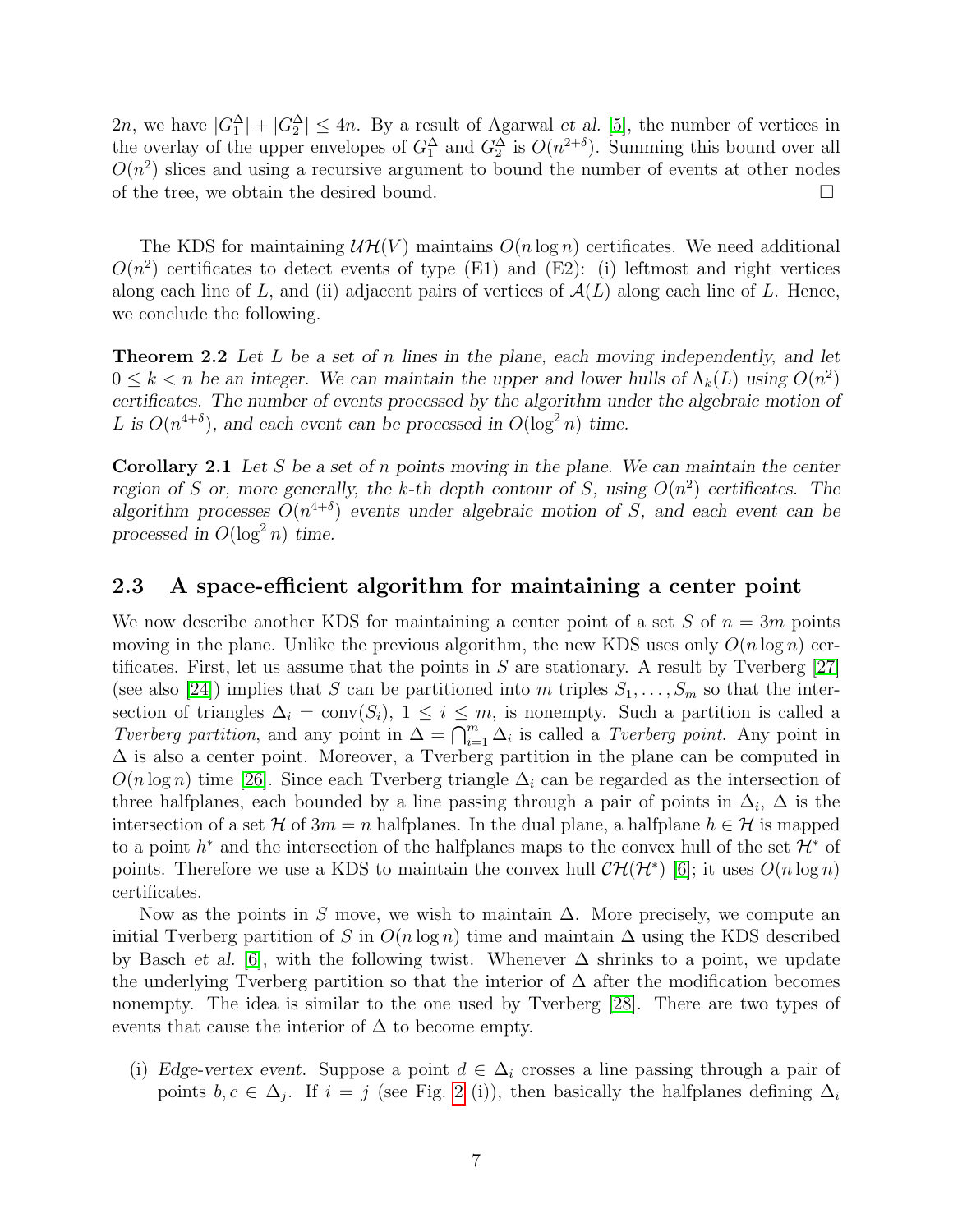$2n$, we have $|G_1^\Delta| + |G_2^\Delta| \le 4n$. By a result of Agarwal *et al.* [5], the number of vertices in the overlay of the upper envelopes of $G_1^\Delta$ and $G_2^\Delta$ is $O(n^{2+\delta})$. Summing this bound over all $O(n^2)$ slices and using a recursive argument to bound the number of events at other nodes of the tree, we obtain the desired bound. □

The KDS for maintaining $\mathcal{UH}(V)$ maintains $O(n \log n)$ certificates. We need additional $O(n^2)$ certificates to detect events of type (E1) and (E2): (i) leftmost and right vertices along each line of $L$, and (ii) adjacent pairs of vertices of $\mathcal{A}(L)$ along each line of $L$. Hence, we conclude the following.

**Theorem 2.2** *Let $L$ be a set of $n$ lines in the plane, each moving independently, and let $0 \le k < n$ be an integer. We can maintain the upper and lower hulls of $\Lambda_k(L)$ using $O(n^2)$ certificates. The number of events processed by the algorithm under the algebraic motion of $L$ is $O(n^{4+\delta})$, and each event can be processed in $O(\log^2 n)$ time.*

**Corollary 2.1** *Let $S$ be a set of $n$ points moving in the plane. We can maintain the center region of $S$ or, more generally, the $k$-th depth contour of $S$, using $O(n^2)$ certificates. The algorithm processes $O(n^{4+\delta})$ events under algebraic motion of $S$, and each event can be processed in $O(\log^2 n)$ time.*

## 2.3 A space-efficient algorithm for maintaining a center point

We now describe another KDS for maintaining a center point of a set $S$ of $n = 3m$ points moving in the plane. Unlike the previous algorithm, the new KDS uses only $O(n \log n)$ certificates. First, let us assume that the points in $S$ are stationary. A result by Tverberg [27] (see also [24]) implies that $S$ can be partitioned into $m$ triples $S_1, \ldots, S_m$ so that the intersection of triangles $\Delta_i = \mathrm{conv}(S_i)$, $1 \le i \le m$, is nonempty. Such a partition is called a *Tverberg partition*, and any point in $\Delta = \bigcap_{i=1}^m \Delta_i$ is called a *Tverberg point*. Any point in $\Delta$ is also a center point. Moreover, a Tverberg partition in the plane can be computed in $O(n \log n)$ time [26]. Since each Tverberg triangle $\Delta_i$ can be regarded as the intersection of three halfplanes, each bounded by a line passing through a pair of points in $\Delta_i$, $\Delta$ is the intersection of a set $\mathcal{H}$ of $3m = n$ halfplanes. In the dual plane, a halfplane $h \in \mathcal{H}$ is mapped to a point $h^*$ and the intersection of the halfplanes maps to the convex hull of the set $\mathcal{H}^*$ of points. Therefore we use a KDS to maintain the convex hull $\mathcal{CH}(\mathcal{H}^*)$ [6]; it uses $O(n \log n)$ certificates.

Now as the points in $S$ move, we wish to maintain $\Delta$. More precisely, we compute an initial Tverberg partition of $S$ in $O(n \log n)$ time and maintain $\Delta$ using the KDS described by Basch *et al.* [6], with the following twist. Whenever $\Delta$ shrinks to a point, we update the underlying Tverberg partition so that the interior of $\Delta$ after the modification becomes nonempty. The idea is similar to the one used by Tverberg [28]. There are two types of events that cause the interior of $\Delta$ to become empty.

(i) *Edge-vertex event.* Suppose a point $d \in \Delta_i$ crosses a line passing through a pair of points $b, c \in \Delta_j$. If $i = j$ (see Fig. 2 (i)), then basically the halfplanes defining $\Delta_i$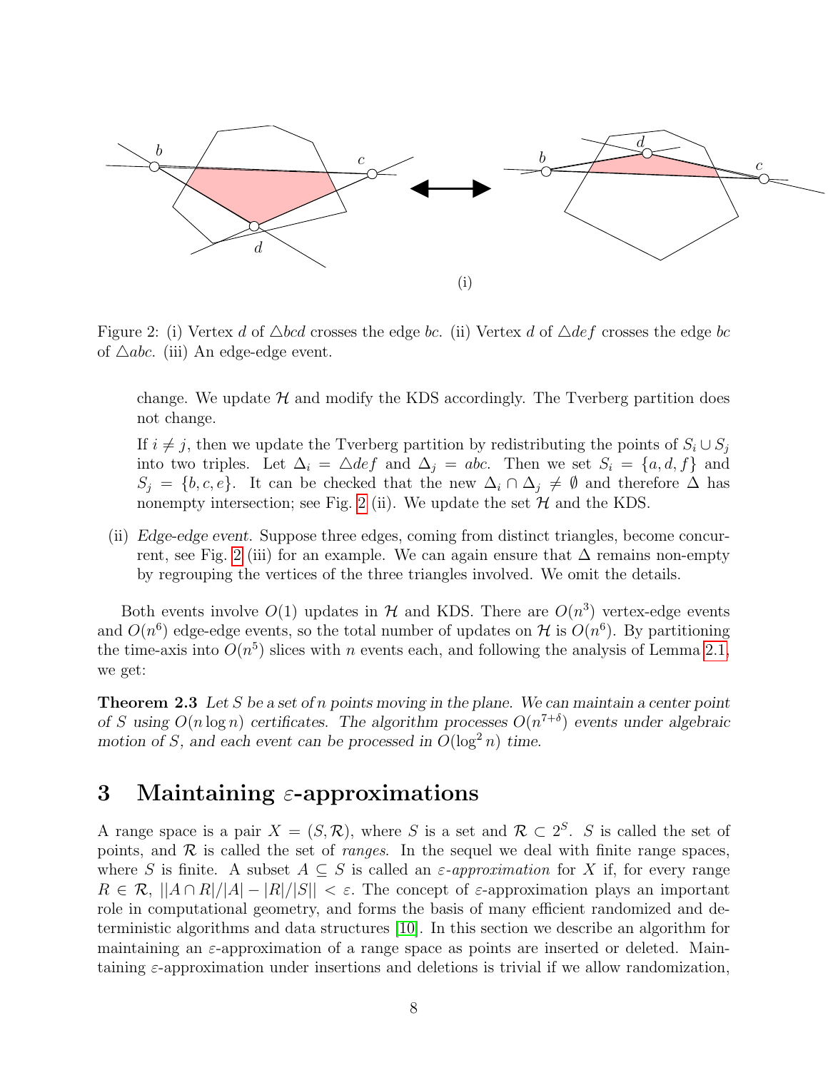b

c

d

d

b

c

(i)

Figure 2: (i) Vertex $d$ of $\triangle bcd$ crosses the edge $bc$. (ii) Vertex $d$ of $\triangle def$ crosses the edge $bc$ of $\triangle abc$. (iii) An edge-edge event.

change. We update $\mathcal{H}$ and modify the KDS accordingly. The Tverberg partition does not change.

If $i \neq j$, then we update the Tverberg partition by redistributing the points of $S_i \cup S_j$ into two triples. Let $\Delta_i = \triangle def$ and $\Delta_j = abc$. Then we set $S_i = \{a, d, f\}$ and $S_j = \{b, c, e\}$. It can be checked that the new $\Delta_i \cap \Delta_j \neq \emptyset$ and therefore $\Delta$ has nonempty intersection; see Fig. 2 (ii). We update the set $\mathcal{H}$ and the KDS.

(ii) *Edge-edge event.* Suppose three edges, coming from distinct triangles, become concurrent, see Fig. 2 (iii) for an example. We can again ensure that $\Delta$ remains non-empty by regrouping the vertices of the three triangles involved. We omit the details.

Both events involve $O(1)$ updates in $\mathcal{H}$ and KDS. There are $O(n^3)$ vertex-edge events and $O(n^6)$ edge-edge events, so the total number of updates on $\mathcal{H}$ is $O(n^6)$. By partitioning the time-axis into $O(n^5)$ slices with $n$ events each, and following the analysis of Lemma 2.1, we get:

**Theorem 2.3** *Let $S$ be a set of $n$ points moving in the plane. We can maintain a center point of $S$ using $O(n \log n)$ certificates. The algorithm processes $O(n^{7+\delta})$ events under algebraic motion of $S$, and each event can be processed in $O(\log^2 n)$ time.*

## 3 Maintaining $\varepsilon$-approximations

A range space is a pair $X = (S, \mathcal{R})$, where $S$ is a set and $\mathcal{R} \subset 2^S$. $S$ is called the set of points, and $\mathcal{R}$ is called the set of *ranges*. In the sequel we deal with finite range spaces, where $S$ is finite. A subset $A \subseteq S$ is called an *$\varepsilon$-approximation* for $X$ if, for every range $R \in \mathcal{R}$, $||A \cap R|/|A| - |R|/|S|| < \varepsilon$. The concept of $\varepsilon$-approximation plays an important role in computational geometry, and forms the basis of many efficient randomized and deterministic algorithms and data structures [10]. In this section we describe an algorithm for maintaining an $\varepsilon$-approximation of a range space as points are inserted or deleted. Maintaining $\varepsilon$-approximation under insertions and deletions is trivial if we allow randomization,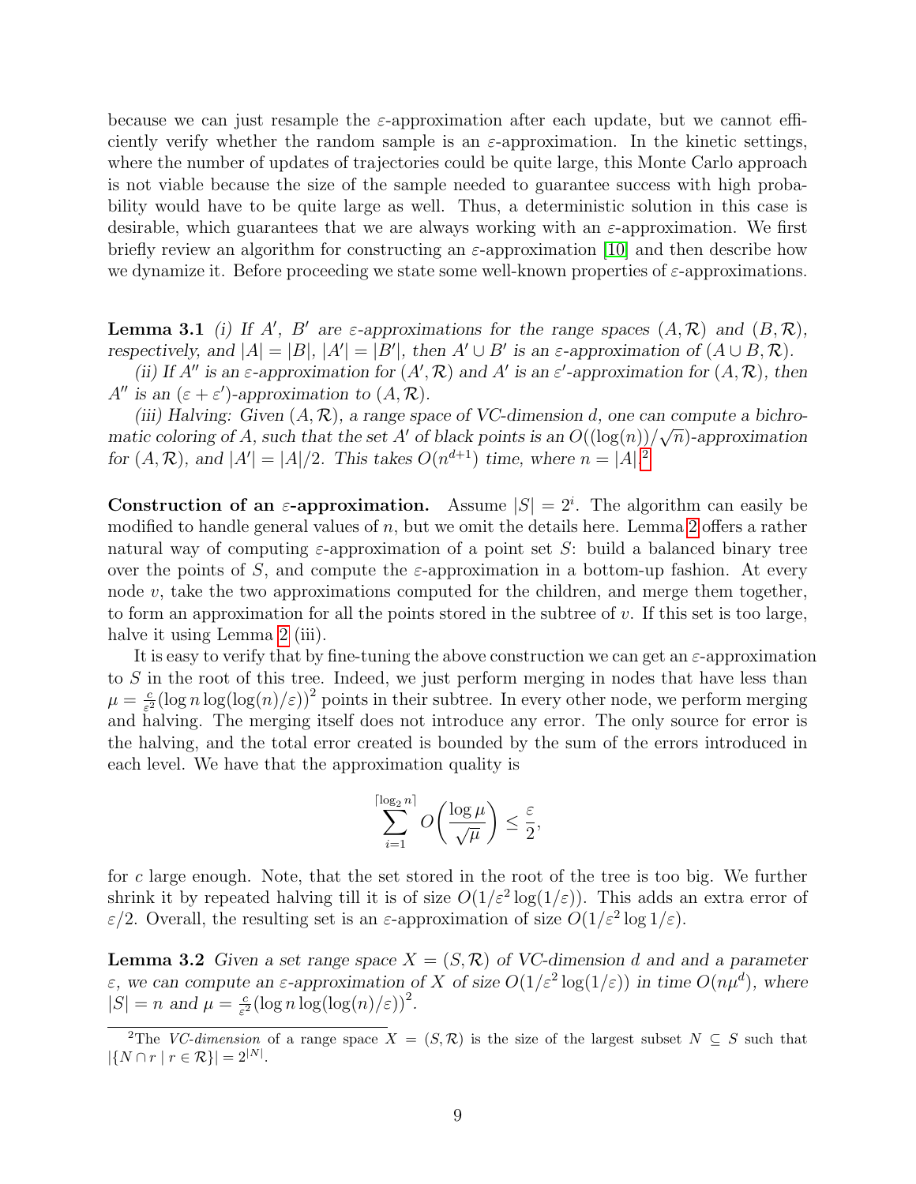because we can just resample the $\varepsilon$-approximation after each update, but we cannot efficiently verify whether the random sample is an $\varepsilon$-approximation. In the kinetic settings, where the number of updates of trajectories could be quite large, this Monte Carlo approach is not viable because the size of the sample needed to guarantee success with high probability would have to be quite large as well. Thus, a deterministic solution in this case is desirable, which guarantees that we are always working with an $\varepsilon$-approximation. We first briefly review an algorithm for constructing an $\varepsilon$-approximation [10] and then describe how we dynamize it. Before proceeding we state some well-known properties of $\varepsilon$-approximations.

**Lemma 3.1** *(i) If $A'$, $B'$ are $\varepsilon$-approximations for the range spaces $(A, \mathcal{R})$ and $(B, \mathcal{R})$, respectively, and $|A| = |B|$, $|A'| = |B'|$, then $A' \cup B'$ is an $\varepsilon$-approximation of $(A \cup B, \mathcal{R})$.*

*(ii) If $A''$ is an $\varepsilon$-approximation for $(A', \mathcal{R})$ and $A'$ is an $\varepsilon'$-approximation for $(A, \mathcal{R})$, then $A''$ is an $(\varepsilon + \varepsilon')$-approximation to $(A, \mathcal{R})$.*

*(iii) Halving: Given $(A, \mathcal{R})$, a range space of VC-dimension $d$, one can compute a bichromatic coloring of $A$, such that the set $A'$ of black points is an $O((\log(n))/\sqrt{n})$-approximation for $(A, \mathcal{R})$, and $|A'| = |A|/2$. This takes $O(n^{d+1})$ time, where $n = |A|$.*[2]

**Construction of an $\varepsilon$-approximation.** Assume $|S| = 2^i$. The algorithm can easily be modified to handle general values of $n$, but we omit the details here. Lemma 2 offers a rather natural way of computing $\varepsilon$-approximation of a point set $S$: build a balanced binary tree over the points of $S$, and compute the $\varepsilon$-approximation in a bottom-up fashion. At every node $v$, take the two approximations computed for the children, and merge them together, to form an approximation for all the points stored in the subtree of $v$. If this set is too large, halve it using Lemma 2 (iii).

It is easy to verify that by fine-tuning the above construction we can get an $\varepsilon$-approximation to $S$ in the root of this tree. Indeed, we just perform merging in nodes that have less than $\mu = \frac{c}{\varepsilon^2}(\log n \log(\log(n)/\varepsilon))^2$ points in their subtree. In every other node, we perform merging and halving. The merging itself does not introduce any error. The only source for error is the halving, and the total error created is bounded by the sum of the errors introduced in each level. We have that the approximation quality is

$$\sum_{i=1}^{\lceil \log_2 n \rceil} O\left(\frac{\log \mu}{\sqrt{\mu}}\right) \leq \frac{\varepsilon}{2},$$

for $c$ large enough. Note, that the set stored in the root of the tree is too big. We further shrink it by repeated halving till it is of size $O(1/\varepsilon^2 \log(1/\varepsilon))$. This adds an extra error of $\varepsilon/2$. Overall, the resulting set is an $\varepsilon$-approximation of size $O(1/\varepsilon^2 \log 1/\varepsilon)$.

**Lemma 3.2** *Given a set range space $X = (S, \mathcal{R})$ of VC-dimension $d$ and and a parameter $\varepsilon$, we can compute an $\varepsilon$-approximation of $X$ of size $O(1/\varepsilon^2 \log(1/\varepsilon))$ in time $O(n\mu^d)$, where $|S| = n$ and $\mu = \frac{c}{\varepsilon^2}(\log n \log(\log(n)/\varepsilon))^2$.*

[2] The *VC-dimension* of a range space $X = (S, \mathcal{R})$ is the size of the largest subset $N \subseteq S$ such that $|\{N \cap r \mid r \in \mathcal{R}\}| = 2^{|N|}$.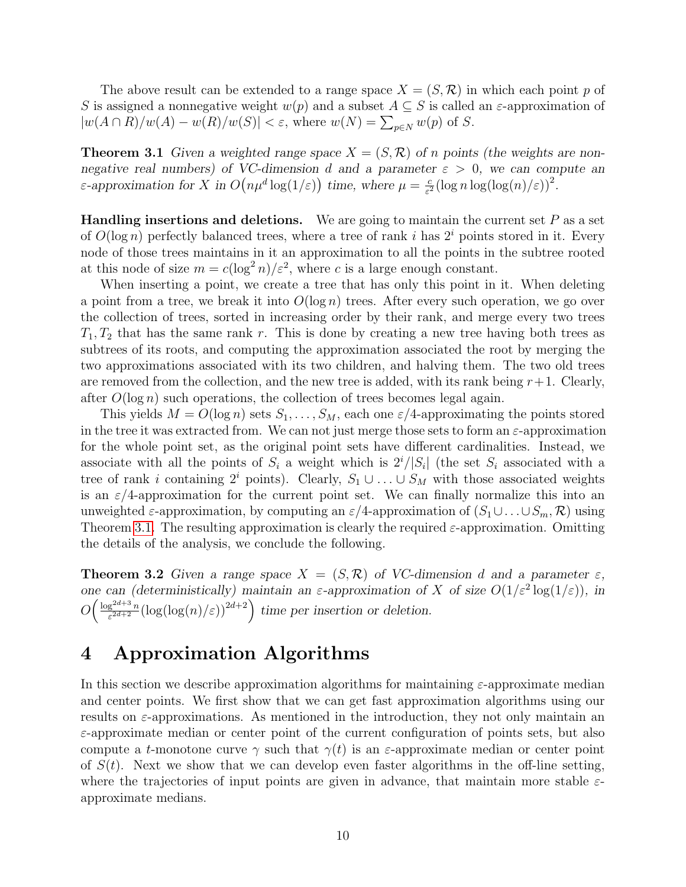The above result can be extended to a range space $X = (S, \mathcal{R})$ in which each point $p$ of $S$ is assigned a nonnegative weight $w(p)$ and a subset $A \subseteq S$ is called an $\varepsilon$-approximation of $|w(A \cap R)/w(A) - w(R)/w(S)| < \varepsilon$, where $w(N) = \sum_{p \in N} w(p)$ of $S$.

**Theorem 3.1** *Given a weighted range space $X = (S, \mathcal{R})$ of $n$ points (the weights are nonnegative real numbers) of VC-dimension $d$ and a parameter $\varepsilon > 0$, we can compute an $\varepsilon$-approximation for $X$ in $O\big(n\mu^d \log(1/\varepsilon)\big)$ time, where $\mu = \frac{c}{\varepsilon^2}(\log n \log(\log(n)/\varepsilon))^2$.*

**Handling insertions and deletions.** We are going to maintain the current set $P$ as a set of $O(\log n)$ perfectly balanced trees, where a tree of rank $i$ has $2^i$ points stored in it. Every node of those trees maintains in it an approximation to all the points in the subtree rooted at this node of size $m = c(\log^2 n)/\varepsilon^2$, where $c$ is a large enough constant.

When inserting a point, we create a tree that has only this point in it. When deleting a point from a tree, we break it into $O(\log n)$ trees. After every such operation, we go over the collection of trees, sorted in increasing order by their rank, and merge every two trees $T_1, T_2$ that has the same rank $r$. This is done by creating a new tree having both trees as subtrees of its roots, and computing the approximation associated the root by merging the two approximations associated with its two children, and halving them. The two old trees are removed from the collection, and the new tree is added, with its rank being $r+1$. Clearly, after $O(\log n)$ such operations, the collection of trees becomes legal again.

This yields $M = O(\log n)$ sets $S_1, \ldots, S_M$, each one $\varepsilon/4$-approximating the points stored in the tree it was extracted from. We can not just merge those sets to form an $\varepsilon$-approximation for the whole point set, as the original point sets have different cardinalities. Instead, we associate with all the points of $S_i$ a weight which is $2^i/|S_i|$ (the set $S_i$ associated with a tree of rank $i$ containing $2^i$ points). Clearly, $S_1 \cup \ldots \cup S_M$ with those associated weights is an $\varepsilon/4$-approximation for the current point set. We can finally normalize this into an unweighted $\varepsilon$-approximation, by computing an $\varepsilon/4$-approximation of $(S_1 \cup \ldots \cup S_m, \mathcal{R})$ using Theorem 3.1. The resulting approximation is clearly the required $\varepsilon$-approximation. Omitting the details of the analysis, we conclude the following.

**Theorem 3.2** *Given a range space $X = (S, \mathcal{R})$ of VC-dimension $d$ and a parameter $\varepsilon$, one can (deterministically) maintain an $\varepsilon$-approximation of $X$ of size $O(1/\varepsilon^2 \log(1/\varepsilon))$, in $O\Big(\frac{\log^{2d+3} n}{\varepsilon^{2d+2}}(\log(\log(n)/\varepsilon))^{2d+2}\Big)$ time per insertion or deletion.*

# 4 Approximation Algorithms

In this section we describe approximation algorithms for maintaining $\varepsilon$-approximate median and center points. We first show that we can get fast approximation algorithms using our results on $\varepsilon$-approximations. As mentioned in the introduction, they not only maintain an $\varepsilon$-approximate median or center point of the current configuration of points sets, but also compute a $t$-monotone curve $\gamma$ such that $\gamma(t)$ is an $\varepsilon$-approximate median or center point of $S(t)$. Next we show that we can develop even faster algorithms in the off-line setting, where the trajectories of input points are given in advance, that maintain more stable $\varepsilon$-approximate medians.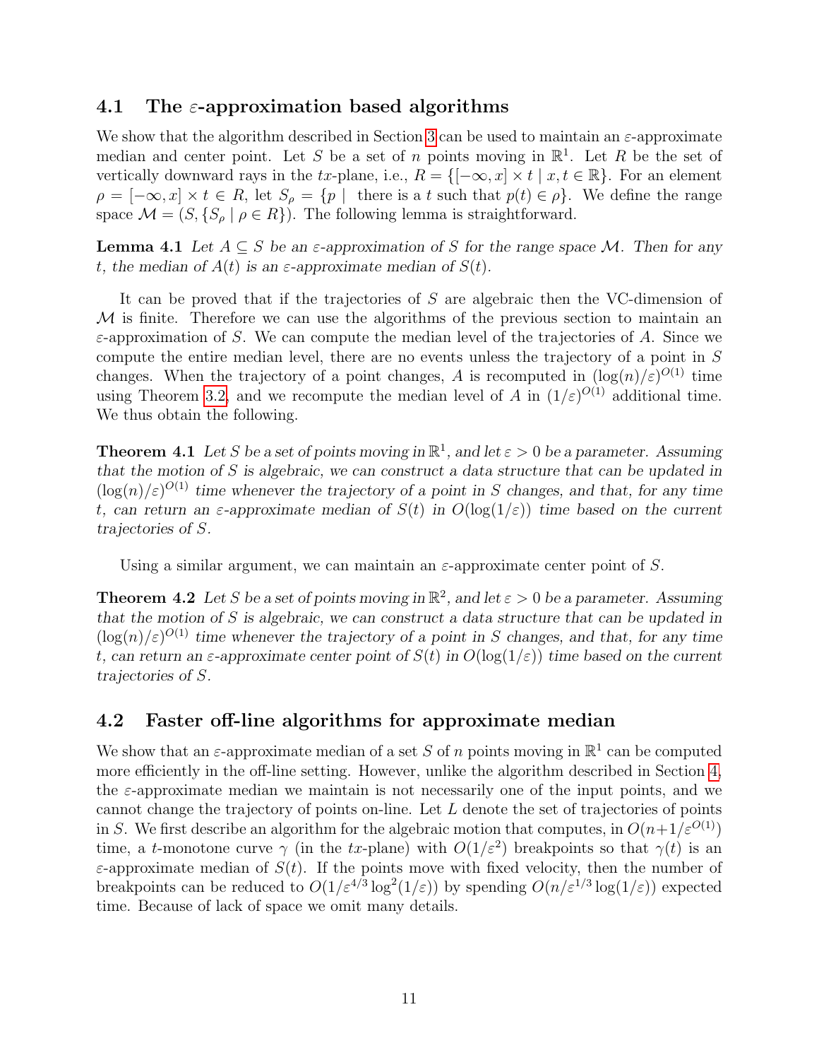### 4.1 The $\varepsilon$-approximation based algorithms

We show that the algorithm described in Section 3 can be used to maintain an $\varepsilon$-approximate median and center point. Let $S$ be a set of $n$ points moving in $\mathbb{R}^1$. Let $R$ be the set of vertically downward rays in the $tx$-plane, i.e., $R = \{[-\infty, x] \times t \mid x, t \in \mathbb{R}\}$. For an element $\rho = [-\infty, x] \times t \in R$, let $S_\rho = \{p \mid$ there is a $t$ such that $p(t) \in \rho\}$. We define the range space $\mathcal{M} = (S, \{S_\rho \mid \rho \in R\})$. The following lemma is straightforward.

**Lemma 4.1** *Let $A \subseteq S$ be an $\varepsilon$-approximation of $S$ for the range space $\mathcal{M}$. Then for any $t$, the median of $A(t)$ is an $\varepsilon$-approximate median of $S(t)$.*

It can be proved that if the trajectories of $S$ are algebraic then the VC-dimension of $\mathcal{M}$ is finite. Therefore we can use the algorithms of the previous section to maintain an $\varepsilon$-approximation of $S$. We can compute the median level of the trajectories of $A$. Since we compute the entire median level, there are no events unless the trajectory of a point in $S$ changes. When the trajectory of a point changes, $A$ is recomputed in $(\log(n)/\varepsilon)^{O(1)}$ time using Theorem 3.2, and we recompute the median level of $A$ in $(1/\varepsilon)^{O(1)}$ additional time. We thus obtain the following.

**Theorem 4.1** *Let $S$ be a set of points moving in $\mathbb{R}^1$, and let $\varepsilon > 0$ be a parameter. Assuming that the motion of $S$ is algebraic, we can construct a data structure that can be updated in $(\log(n)/\varepsilon)^{O(1)}$ time whenever the trajectory of a point in $S$ changes, and that, for any time $t$, can return an $\varepsilon$-approximate median of $S(t)$ in $O(\log(1/\varepsilon))$ time based on the current trajectories of $S$.*

Using a similar argument, we can maintain an $\varepsilon$-approximate center point of $S$.

**Theorem 4.2** *Let $S$ be a set of points moving in $\mathbb{R}^2$, and let $\varepsilon > 0$ be a parameter. Assuming that the motion of $S$ is algebraic, we can construct a data structure that can be updated in $(\log(n)/\varepsilon)^{O(1)}$ time whenever the trajectory of a point in $S$ changes, and that, for any time $t$, can return an $\varepsilon$-approximate center point of $S(t)$ in $O(\log(1/\varepsilon))$ time based on the current trajectories of $S$.*

### 4.2 Faster off-line algorithms for approximate median

We show that an $\varepsilon$-approximate median of a set $S$ of $n$ points moving in $\mathbb{R}^1$ can be computed more efficiently in the off-line setting. However, unlike the algorithm described in Section 4, the $\varepsilon$-approximate median we maintain is not necessarily one of the input points, and we cannot change the trajectory of points on-line. Let $L$ denote the set of trajectories of points in $S$. We first describe an algorithm for the algebraic motion that computes, in $O(n + 1/\varepsilon^{O(1)})$ time, a $t$-monotone curve $\gamma$ (in the $tx$-plane) with $O(1/\varepsilon^2)$ breakpoints so that $\gamma(t)$ is an $\varepsilon$-approximate median of $S(t)$. If the points move with fixed velocity, then the number of breakpoints can be reduced to $O(1/\varepsilon^{4/3} \log^2(1/\varepsilon))$ by spending $O(n/\varepsilon^{1/3} \log(1/\varepsilon))$ expected time. Because of lack of space we omit many details.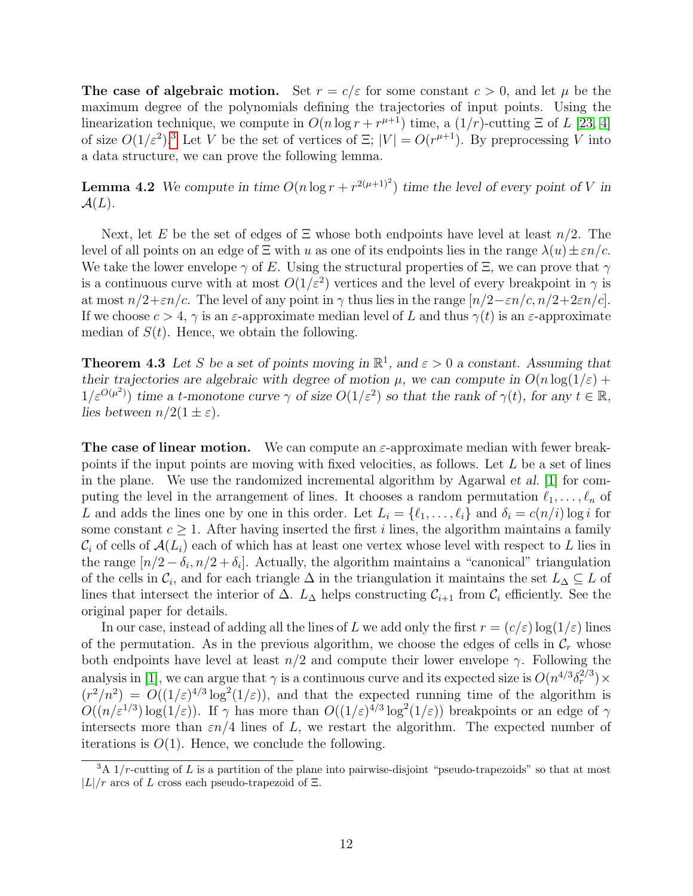**The case of algebraic motion.** Set $r = c/\varepsilon$ for some constant $c > 0$, and let $\mu$ be the maximum degree of the polynomials defining the trajectories of input points. Using the linearization technique, we compute in $O(n \log r + r^{\mu+1})$ time, a $(1/r)$-cutting $\Xi$ of $L$ [23, 4] of size $O(1/\varepsilon^2)$.[3] Let $V$ be the set of vertices of $\Xi$; $|V| = O(r^{\mu+1})$. By preprocessing $V$ into a data structure, we can prove the following lemma.

**Lemma 4.2** *We compute in time $O(n \log r + r^{2(\mu+1)^2})$ time the level of every point of $V$ in $\mathcal{A}(L)$.*

Next, let $E$ be the set of edges of $\Xi$ whose both endpoints have level at least $n/2$. The level of all points on an edge of $\Xi$ with $u$ as one of its endpoints lies in the range $\lambda(u) \pm \varepsilon n/c$. We take the lower envelope $\gamma$ of $E$. Using the structural properties of $\Xi$, we can prove that $\gamma$ is a continuous curve with at most $O(1/\varepsilon^2)$ vertices and the level of every breakpoint in $\gamma$ is at most $n/2+\varepsilon n/c$. The level of any point in $\gamma$ thus lies in the range $[n/2-\varepsilon n/c, n/2+2\varepsilon n/c]$. If we choose $c > 4$, $\gamma$ is an $\varepsilon$-approximate median level of $L$ and thus $\gamma(t)$ is an $\varepsilon$-approximate median of $S(t)$. Hence, we obtain the following.

**Theorem 4.3** *Let $S$ be a set of points moving in $\mathbb{R}^1$, and $\varepsilon > 0$ a constant. Assuming that their trajectories are algebraic with degree of motion $\mu$, we can compute in $O(n \log(1/\varepsilon) + 1/\varepsilon^{O(\mu^2)})$ time a $t$-monotone curve $\gamma$ of size $O(1/\varepsilon^2)$ so that the rank of $\gamma(t)$, for any $t \in \mathbb{R}$, lies between $n/2(1 \pm \varepsilon)$.*

**The case of linear motion.** We can compute an $\varepsilon$-approximate median with fewer breakpoints if the input points are moving with fixed velocities, as follows. Let $L$ be a set of lines in the plane. We use the randomized incremental algorithm by Agarwal *et al.* [1] for computing the level in the arrangement of lines. It chooses a random permutation $\ell_1, \ldots, \ell_n$ of $L$ and adds the lines one by one in this order. Let $L_i = \{\ell_1, \ldots, \ell_i\}$ and $\delta_i = c(n/i) \log i$ for some constant $c \geq 1$. After having inserted the first $i$ lines, the algorithm maintains a family $\mathcal{C}_i$ of cells of $\mathcal{A}(L_i)$ each of which has at least one vertex whose level with respect to $L$ lies in the range $[n/2 - \delta_i, n/2 + \delta_i]$. Actually, the algorithm maintains a "canonical" triangulation of the cells in $\mathcal{C}_i$, and for each triangle $\Delta$ in the triangulation it maintains the set $L_\Delta \subseteq L$ of lines that intersect the interior of $\Delta$. $L_\Delta$ helps constructing $\mathcal{C}_{i+1}$ from $\mathcal{C}_i$ efficiently. See the original paper for details.

In our case, instead of adding all the lines of $L$ we add only the first $r = (c/\varepsilon)\log(1/\varepsilon)$ lines of the permutation. As in the previous algorithm, we choose the edges of cells in $\mathcal{C}_r$ whose both endpoints have level at least $n/2$ and compute their lower envelope $\gamma$. Following the analysis in [1], we can argue that $\gamma$ is a continuous curve and its expected size is $O(n^{4/3}\delta_r^{2/3}) \times (r^2/n^2) = O((1/\varepsilon)^{4/3}\log^2(1/\varepsilon))$, and that the expected running time of the algorithm is $O((n/\varepsilon^{1/3})\log(1/\varepsilon))$. If $\gamma$ has more than $O((1/\varepsilon)^{4/3}\log^2(1/\varepsilon))$ breakpoints or an edge of $\gamma$ intersects more than $\varepsilon n/4$ lines of $L$, we restart the algorithm. The expected number of iterations is $O(1)$. Hence, we conclude the following.

[3] A $1/r$-cutting of $L$ is a partition of the plane into pairwise-disjoint "pseudo-trapezoids" so that at most $|L|/r$ arcs of $L$ cross each pseudo-trapezoid of $\Xi$.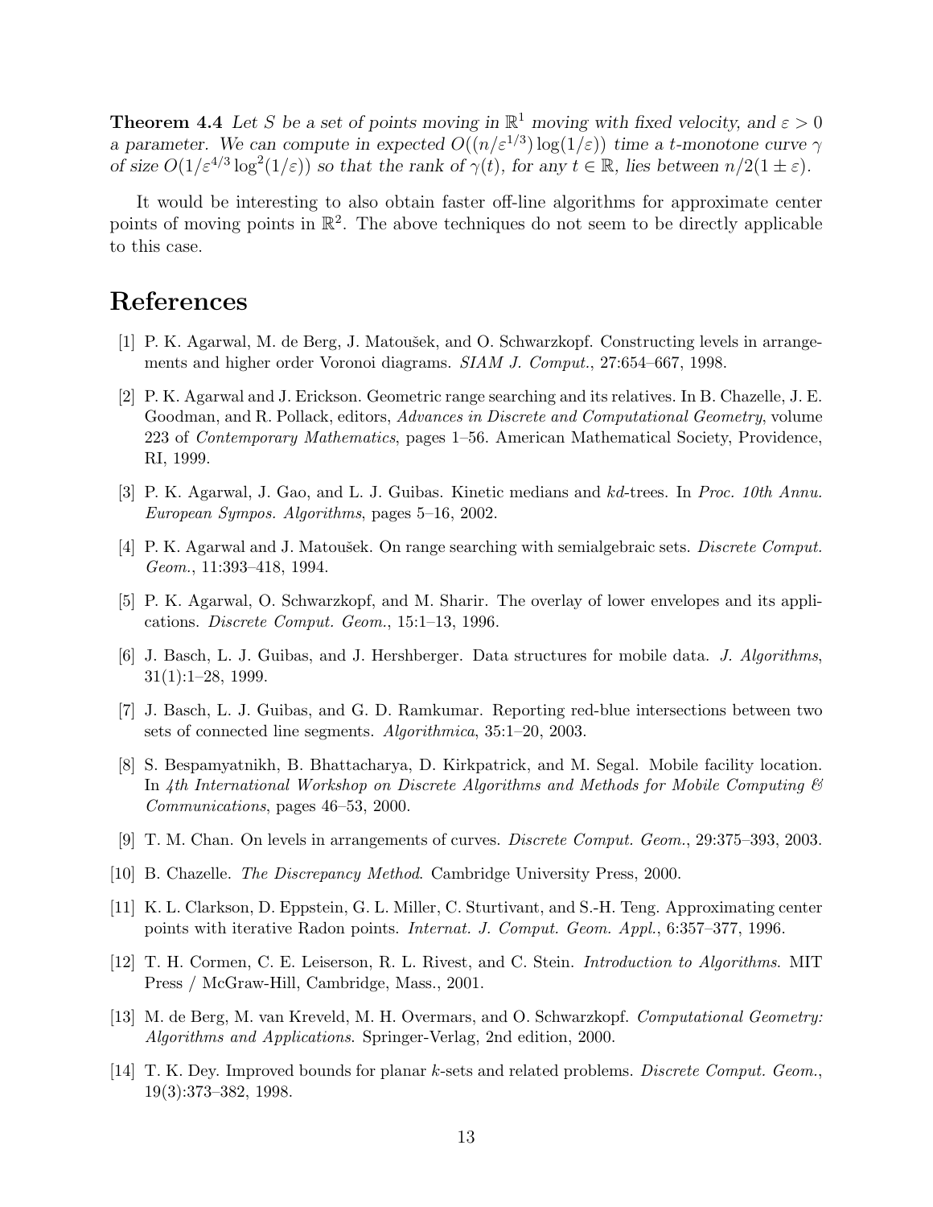**Theorem 4.4** *Let $S$ be a set of points moving in $\mathbb{R}^1$ moving with fixed velocity, and $\varepsilon > 0$ a parameter. We can compute in expected $O((n/\varepsilon^{1/3})\log(1/\varepsilon))$ time a $t$-monotone curve $\gamma$ of size $O(1/\varepsilon^{4/3}\log^2(1/\varepsilon))$ so that the rank of $\gamma(t)$, for any $t \in \mathbb{R}$, lies between $n/2(1 \pm \varepsilon)$.*

It would be interesting to also obtain faster off-line algorithms for approximate center points of moving points in $\mathbb{R}^2$. The above techniques do not seem to be directly applicable to this case.

# References

[1] P. K. Agarwal, M. de Berg, J. Matoušek, and O. Schwarzkopf. Constructing levels in arrangements and higher order Voronoi diagrams. *SIAM J. Comput.*, 27:654–667, 1998.

[2] P. K. Agarwal and J. Erickson. Geometric range searching and its relatives. In B. Chazelle, J. E. Goodman, and R. Pollack, editors, *Advances in Discrete and Computational Geometry*, volume 223 of *Contemporary Mathematics*, pages 1–56. American Mathematical Society, Providence, RI, 1999.

[3] P. K. Agarwal, J. Gao, and L. J. Guibas. Kinetic medians and *kd*-trees. In *Proc. 10th Annu. European Sympos. Algorithms*, pages 5–16, 2002.

[4] P. K. Agarwal and J. Matoušek. On range searching with semialgebraic sets. *Discrete Comput. Geom.*, 11:393–418, 1994.

[5] P. K. Agarwal, O. Schwarzkopf, and M. Sharir. The overlay of lower envelopes and its applications. *Discrete Comput. Geom.*, 15:1–13, 1996.

[6] J. Basch, L. J. Guibas, and J. Hershberger. Data structures for mobile data. *J. Algorithms*, 31(1):1–28, 1999.

[7] J. Basch, L. J. Guibas, and G. D. Ramkumar. Reporting red-blue intersections between two sets of connected line segments. *Algorithmica*, 35:1–20, 2003.

[8] S. Bespamyatnikh, B. Bhattacharya, D. Kirkpatrick, and M. Segal. Mobile facility location. In *4th International Workshop on Discrete Algorithms and Methods for Mobile Computing & Communications*, pages 46–53, 2000.

[9] T. M. Chan. On levels in arrangements of curves. *Discrete Comput. Geom.*, 29:375–393, 2003.

[10] B. Chazelle. *The Discrepancy Method*. Cambridge University Press, 2000.

[11] K. L. Clarkson, D. Eppstein, G. L. Miller, C. Sturtivant, and S.-H. Teng. Approximating center points with iterative Radon points. *Internat. J. Comput. Geom. Appl.*, 6:357–377, 1996.

[12] T. H. Cormen, C. E. Leiserson, R. L. Rivest, and C. Stein. *Introduction to Algorithms*. MIT Press / McGraw-Hill, Cambridge, Mass., 2001.

[13] M. de Berg, M. van Kreveld, M. H. Overmars, and O. Schwarzkopf. *Computational Geometry: Algorithms and Applications*. Springer-Verlag, 2nd edition, 2000.

[14] T. K. Dey. Improved bounds for planar *k*-sets and related problems. *Discrete Comput. Geom.*, 19(3):373–382, 1998.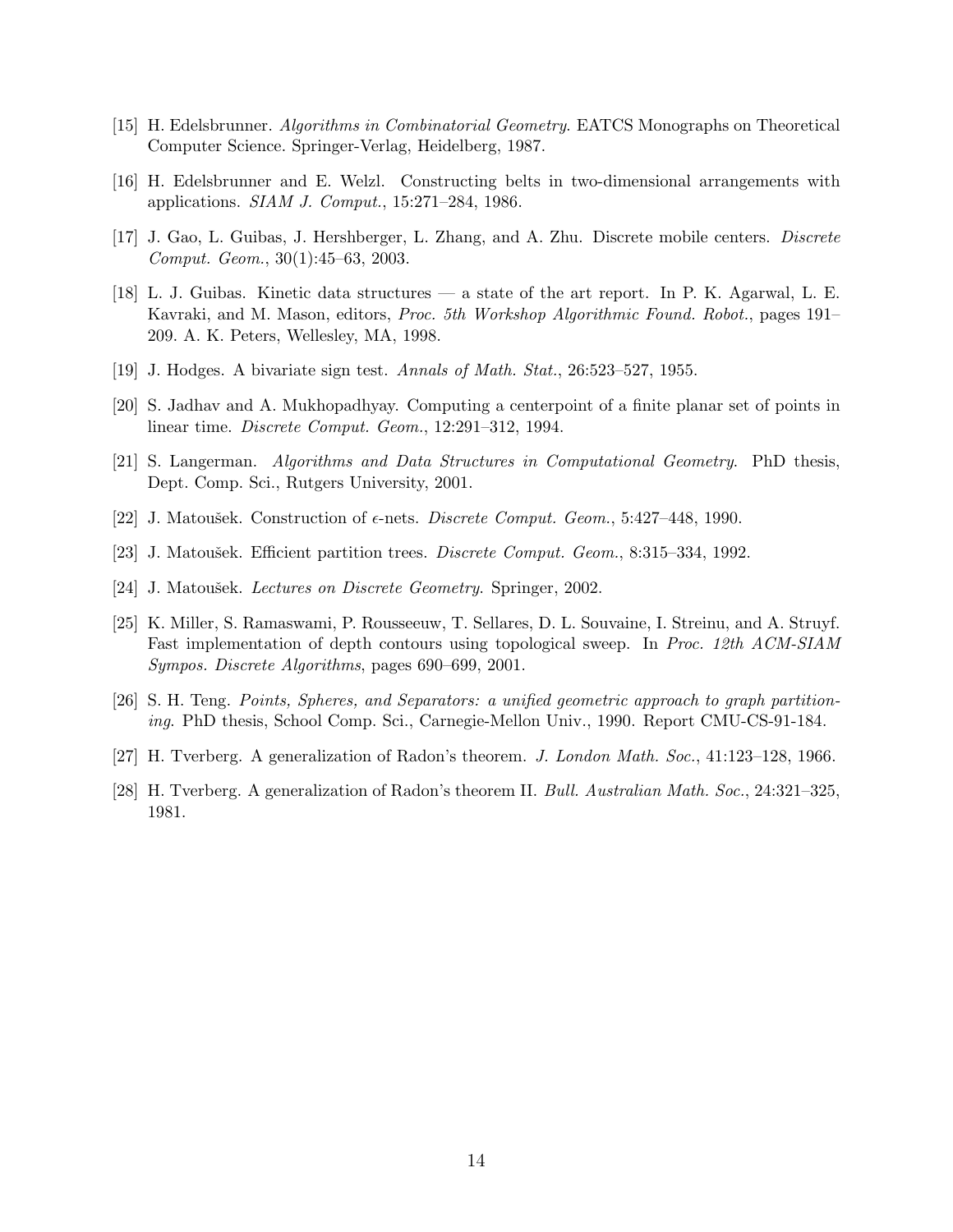[15] H. Edelsbrunner. *Algorithms in Combinatorial Geometry*. EATCS Monographs on Theoretical Computer Science. Springer-Verlag, Heidelberg, 1987.

[16] H. Edelsbrunner and E. Welzl. Constructing belts in two-dimensional arrangements with applications. *SIAM J. Comput.*, 15:271–284, 1986.

[17] J. Gao, L. Guibas, J. Hershberger, L. Zhang, and A. Zhu. Discrete mobile centers. *Discrete Comput. Geom.*, 30(1):45–63, 2003.

[18] L. J. Guibas. Kinetic data structures — a state of the art report. In P. K. Agarwal, L. E. Kavraki, and M. Mason, editors, *Proc. 5th Workshop Algorithmic Found. Robot.*, pages 191–209. A. K. Peters, Wellesley, MA, 1998.

[19] J. Hodges. A bivariate sign test. *Annals of Math. Stat.*, 26:523–527, 1955.

[20] S. Jadhav and A. Mukhopadhyay. Computing a centerpoint of a finite planar set of points in linear time. *Discrete Comput. Geom.*, 12:291–312, 1994.

[21] S. Langerman. *Algorithms and Data Structures in Computational Geometry*. PhD thesis, Dept. Comp. Sci., Rutgers University, 2001.

[22] J. Matoušek. Construction of $\epsilon$-nets. *Discrete Comput. Geom.*, 5:427–448, 1990.

[23] J. Matoušek. Efficient partition trees. *Discrete Comput. Geom.*, 8:315–334, 1992.

[24] J. Matoušek. *Lectures on Discrete Geometry*. Springer, 2002.

[25] K. Miller, S. Ramaswami, P. Rousseeuw, T. Sellares, D. L. Souvaine, I. Streinu, and A. Struyf. Fast implementation of depth contours using topological sweep. In *Proc. 12th ACM-SIAM Sympos. Discrete Algorithms*, pages 690–699, 2001.

[26] S. H. Teng. *Points, Spheres, and Separators: a unified geometric approach to graph partitioning*. PhD thesis, School Comp. Sci., Carnegie-Mellon Univ., 1990. Report CMU-CS-91-184.

[27] H. Tverberg. A generalization of Radon's theorem. *J. London Math. Soc.*, 41:123–128, 1966.

[28] H. Tverberg. A generalization of Radon's theorem II. *Bull. Australian Math. Soc.*, 24:321–325, 1981.